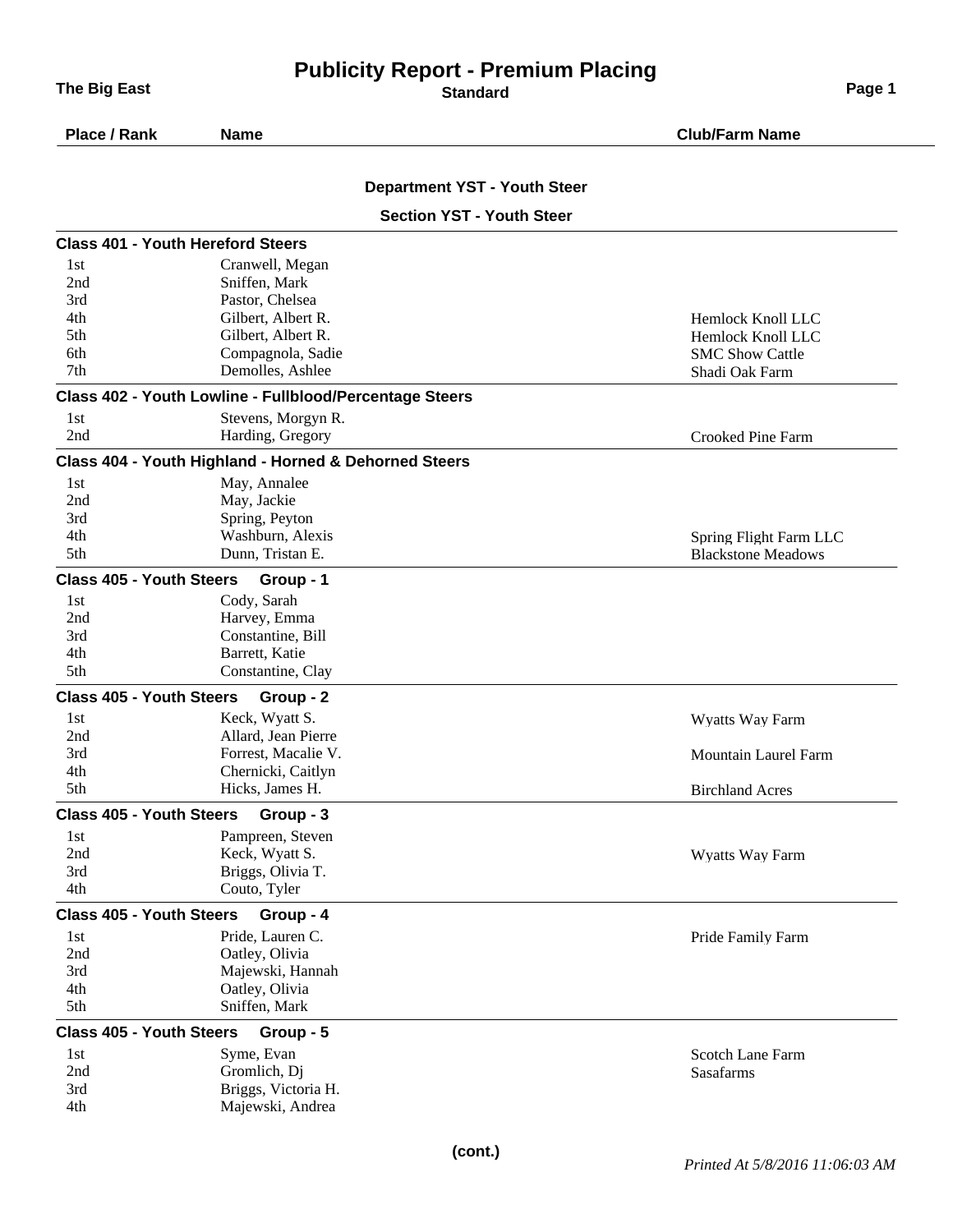# Publicity Report - Premium Placing

**The Big East** — Standard

## Department YST - Youth Steer

### Section YST - Youth Steer

**Class 401 - Youth Hereford Steers**

| Place / Rank | Name | Club/Farm Name |
|---|---|---|
| 1st | Cranwell, Megan | |
| 2nd | Sniffen, Mark | |
| 3rd | Pastor, Chelsea | |
| 4th | Gilbert, Albert R. | Hemlock Knoll LLC |
| 5th | Gilbert, Albert R. | Hemlock Knoll LLC |
| 6th | Compagnola, Sadie | SMC Show Cattle |
| 7th | Demolles, Ashlee | Shadi Oak Farm |

**Class 402 - Youth Lowline - Fullblood/Percentage Steers**

| Place / Rank | Name | Club/Farm Name |
|---|---|---|
| 1st | Stevens, Morgyn R. | |
| 2nd | Harding, Gregory | Crooked Pine Farm |

**Class 404 - Youth Highland - Horned & Dehorned Steers**

| Place / Rank | Name | Club/Farm Name |
|---|---|---|
| 1st | May, Annalee | |
| 2nd | May, Jackie | |
| 3rd | Spring, Peyton | |
| 4th | Washburn, Alexis | Spring Flight Farm LLC |
| 5th | Dunn, Tristan E. | Blackstone Meadows |

**Class 405 - Youth Steers Group - 1**

| Place / Rank | Name | Club/Farm Name |
|---|---|---|
| 1st | Cody, Sarah | |
| 2nd | Harvey, Emma | |
| 3rd | Constantine, Bill | |
| 4th | Barrett, Katie | |
| 5th | Constantine, Clay | |

**Class 405 - Youth Steers Group - 2**

| Place / Rank | Name | Club/Farm Name |
|---|---|---|
| 1st | Keck, Wyatt S. | Wyatts Way Farm |
| 2nd | Allard, Jean Pierre | |
| 3rd | Forrest, Macalie V. | Mountain Laurel Farm |
| 4th | Chernicki, Caitlyn | |
| 5th | Hicks, James H. | Birchland Acres |

**Class 405 - Youth Steers Group - 3**

| Place / Rank | Name | Club/Farm Name |
|---|---|---|
| 1st | Pampreen, Steven | |
| 2nd | Keck, Wyatt S. | Wyatts Way Farm |
| 3rd | Briggs, Olivia T. | |
| 4th | Couto, Tyler | |

**Class 405 - Youth Steers Group - 4**

| Place / Rank | Name | Club/Farm Name |
|---|---|---|
| 1st | Pride, Lauren C. | Pride Family Farm |
| 2nd | Oatley, Olivia | |
| 3rd | Majewski, Hannah | |
| 4th | Oatley, Olivia | |
| 5th | Sniffen, Mark | |

**Class 405 - Youth Steers Group - 5**

| Place / Rank | Name | Club/Farm Name |
|---|---|---|
| 1st | Syme, Evan | Scotch Lane Farm |
| 2nd | Gromlich, Dj | Sasafarms |
| 3rd | Briggs, Victoria H. | |
| 4th | Majewski, Andrea | |

**(cont.)**

*Printed At 5/8/2016 11:06:03 AM*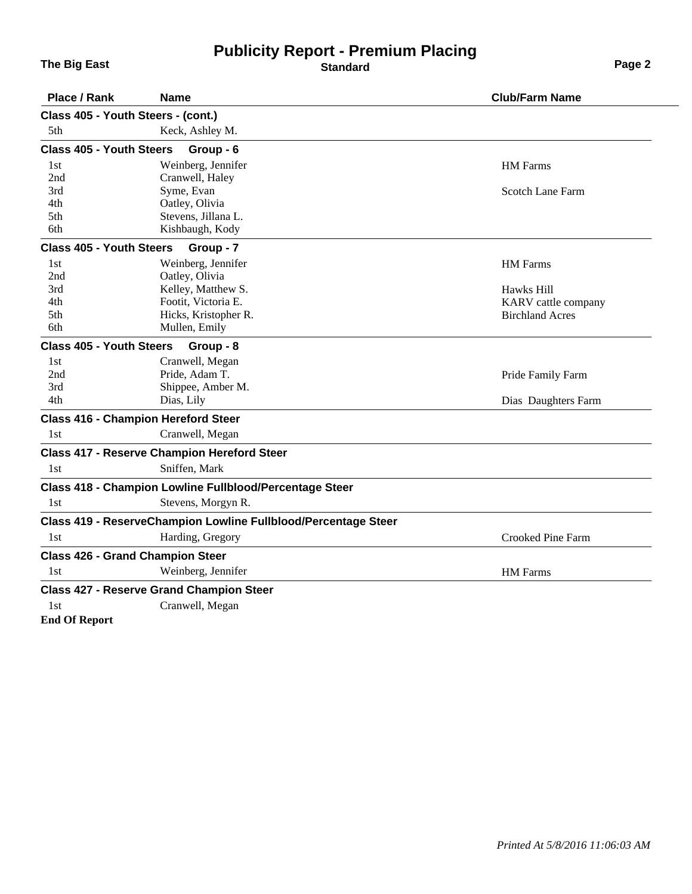# Publicity Report - Premium Placing

**The Big East** — **Standard**

| Place / Rank | Name | Club/Farm Name |
| --- | --- | --- |
| **Class 405 - Youth Steers - (cont.)** | | |
| 5th | Keck, Ashley M. | |
| **Class 405 - Youth Steers Group - 6** | | |
| 1st | Weinberg, Jennifer | HM Farms |
| 2nd | Cranwell, Haley | |
| 3rd | Syme, Evan | Scotch Lane Farm |
| 4th | Oatley, Olivia | |
| 5th | Stevens, Jillana L. | |
| 6th | Kishbaugh, Kody | |
| **Class 405 - Youth Steers Group - 7** | | |
| 1st | Weinberg, Jennifer | HM Farms |
| 2nd | Oatley, Olivia | |
| 3rd | Kelley, Matthew S. | Hawks Hill |
| 4th | Footit, Victoria E. | KARV cattle company |
| 5th | Hicks, Kristopher R. | Birchland Acres |
| 6th | Mullen, Emily | |
| **Class 405 - Youth Steers Group - 8** | | |
| 1st | Cranwell, Megan | |
| 2nd | Pride, Adam T. | Pride Family Farm |
| 3rd | Shippee, Amber M. | |
| 4th | Dias, Lily | Dias Daughters Farm |
| **Class 416 - Champion Hereford Steer** | | |
| 1st | Cranwell, Megan | |
| **Class 417 - Reserve Champion Hereford Steer** | | |
| 1st | Sniffen, Mark | |
| **Class 418 - Champion Lowline Fullblood/Percentage Steer** | | |
| 1st | Stevens, Morgyn R. | |
| **Class 419 - ReserveChampion Lowline Fullblood/Percentage Steer** | | |
| 1st | Harding, Gregory | Crooked Pine Farm |
| **Class 426 - Grand Champion Steer** | | |
| 1st | Weinberg, Jennifer | HM Farms |
| **Class 427 - Reserve Grand Champion Steer** | | |
| 1st | Cranwell, Megan | |

**End Of Report**

*Printed At 5/8/2016 11:06:03 AM*